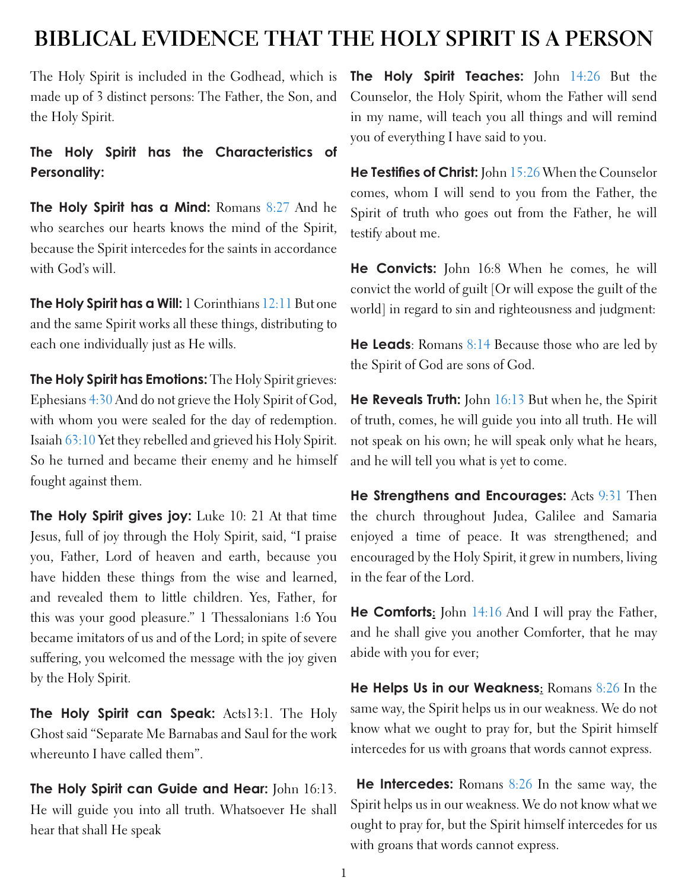# BIBLICAL EVIDENCE THAT THE HOLY SPIRIT IS A PERSON

The Holy Spirit is included in the Godhead, which is made up of 3 distinct persons: The Father, the Son, and the Holy Spirit.

**The Holy Spirit has the Characteristics of Personality:**

**The Holy Spirit has a Mind:** Romans 8:27 And he who searches our hearts knows the mind of the Spirit, because the Spirit intercedes for the saints in accordance with God's will.

**The Holy Spirit has a Will:** 1 Corinthians 12:11 But one and the same Spirit works all these things, distributing to each one individually just as He wills.

**The Holy Spirit has Emotions:** The Holy Spirit grieves: Ephesians 4:30 And do not grieve the Holy Spirit of God, with whom you were sealed for the day of redemption. Isaiah 63:10 Yet they rebelled and grieved his Holy Spirit. So he turned and became their enemy and he himself fought against them.

**The Holy Spirit gives joy:** Luke 10: 21 At that time Jesus, full of joy through the Holy Spirit, said, "I praise you, Father, Lord of heaven and earth, because you have hidden these things from the wise and learned, and revealed them to little children. Yes, Father, for this was your good pleasure." 1 Thessalonians 1:6 You became imitators of us and of the Lord; in spite of severe suffering, you welcomed the message with the joy given by the Holy Spirit.

**The Holy Spirit can Speak:** Acts13:1. The Holy Ghost said "Separate Me Barnabas and Saul for the work whereunto I have called them".

**The Holy Spirit can Guide and Hear:** John 16:13. He will guide you into all truth. Whatsoever He shall hear that shall He speak

**The Holy Spirit Teaches:** John 14:26 But the Counselor, the Holy Spirit, whom the Father will send in my name, will teach you all things and will remind you of everything I have said to you.

**He Testifies of Christ:** John 15:26 When the Counselor comes, whom I will send to you from the Father, the Spirit of truth who goes out from the Father, he will testify about me.

**He Convicts:** John 16:8 When he comes, he will convict the world of guilt [Or will expose the guilt of the world] in regard to sin and righteousness and judgment:

**He Leads**: Romans 8:14 Because those who are led by the Spirit of God are sons of God.

**He Reveals Truth:** John 16:13 But when he, the Spirit of truth, comes, he will guide you into all truth. He will not speak on his own; he will speak only what he hears, and he will tell you what is yet to come.

**He Strengthens and Encourages:** Acts 9:31 Then the church throughout Judea, Galilee and Samaria enjoyed a time of peace. It was strengthened; and encouraged by the Holy Spirit, it grew in numbers, living in the fear of the Lord.

**He Comforts:** John 14:16 And I will pray the Father, and he shall give you another Comforter, that he may abide with you for ever;

**He Helps Us in our Weakness:** Romans 8:26 In the same way, the Spirit helps us in our weakness. We do not know what we ought to pray for, but the Spirit himself intercedes for us with groans that words cannot express.

**He Intercedes:** Romans 8:26 In the same way, the Spirit helps us in our weakness. We do not know what we ought to pray for, but the Spirit himself intercedes for us with groans that words cannot express.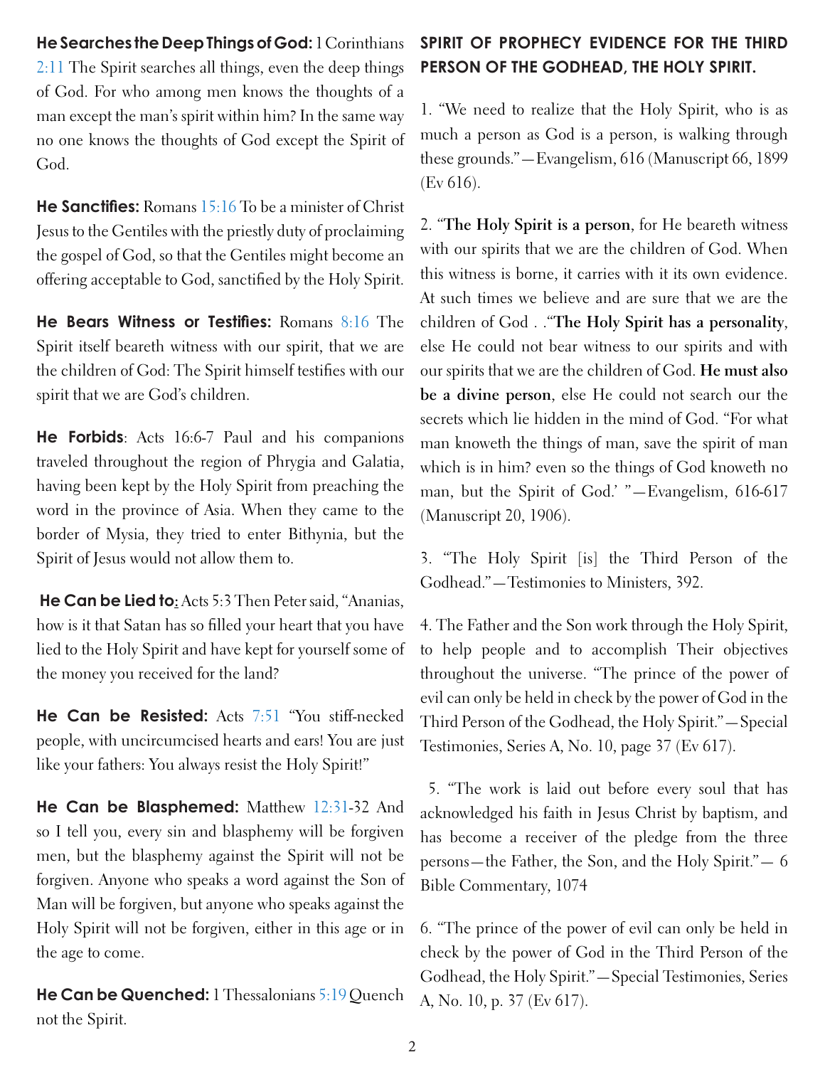**He Searches the Deep Things of God:** 1 Corinthians 2:11 The Spirit searches all things, even the deep things of God. For who among men knows the thoughts of a man except the man's spirit within him? In the same way no one knows the thoughts of God except the Spirit of God.

**He Sanctifies:** Romans 15:16 To be a minister of Christ Jesus to the Gentiles with the priestly duty of proclaiming the gospel of God, so that the Gentiles might become an offering acceptable to God, sanctified by the Holy Spirit.

**He Bears Witness or Testifies:** Romans 8:16 The Spirit itself beareth witness with our spirit, that we are the children of God: The Spirit himself testifies with our spirit that we are God's children.

**He Forbids**: Acts 16:6-7 Paul and his companions traveled throughout the region of Phrygia and Galatia, having been kept by the Holy Spirit from preaching the word in the province of Asia. When they came to the border of Mysia, they tried to enter Bithynia, but the Spirit of Jesus would not allow them to.

**He Can be Lied to:** Acts 5:3 Then Peter said, "Ananias, how is it that Satan has so filled your heart that you have lied to the Holy Spirit and have kept for yourself some of the money you received for the land?

**He Can be Resisted:** Acts 7:51 "You stiff-necked people, with uncircumcised hearts and ears! You are just like your fathers: You always resist the Holy Spirit!"

**He Can be Blasphemed:** Matthew 12:31-32 And so I tell you, every sin and blasphemy will be forgiven men, but the blasphemy against the Spirit will not be forgiven. Anyone who speaks a word against the Son of Man will be forgiven, but anyone who speaks against the Holy Spirit will not be forgiven, either in this age or in the age to come.

**He Can be Quenched:** 1 Thessalonians 5:19 Quench not the Spirit.

**SPIRIT OF PROPHECY EVIDENCE FOR THE THIRD PERSON OF THE GODHEAD, THE HOLY SPIRIT.**

1. "We need to realize that the Holy Spirit, who is as much a person as God is a person, is walking through these grounds."—Evangelism, 616 (Manuscript 66, 1899 (Ev 616).

2. "**The Holy Spirit is a person**, for He beareth witness with our spirits that we are the children of God. When this witness is borne, it carries with it its own evidence. At such times we believe and are sure that we are the children of God . ."**The Holy Spirit has a personality**, else He could not bear witness to our spirits and with our spirits that we are the children of God. **He must also be a divine person**, else He could not search our the secrets which lie hidden in the mind of God. "For what man knoweth the things of man, save the spirit of man which is in him? even so the things of God knoweth no man, but the Spirit of God.' "—Evangelism, 616-617 (Manuscript 20, 1906).

3. "The Holy Spirit [is] the Third Person of the Godhead."—Testimonies to Ministers, 392.

4. The Father and the Son work through the Holy Spirit, to help people and to accomplish Their objectives throughout the universe. "The prince of the power of evil can only be held in check by the power of God in the Third Person of the Godhead, the Holy Spirit."—Special Testimonies, Series A, No. 10, page 37 (Ev 617).

5. "The work is laid out before every soul that has acknowledged his faith in Jesus Christ by baptism, and has become a receiver of the pledge from the three persons—the Father, the Son, and the Holy Spirit."— 6 Bible Commentary, 1074

6. "The prince of the power of evil can only be held in check by the power of God in the Third Person of the Godhead, the Holy Spirit."—Special Testimonies, Series A, No. 10, p. 37 (Ev 617).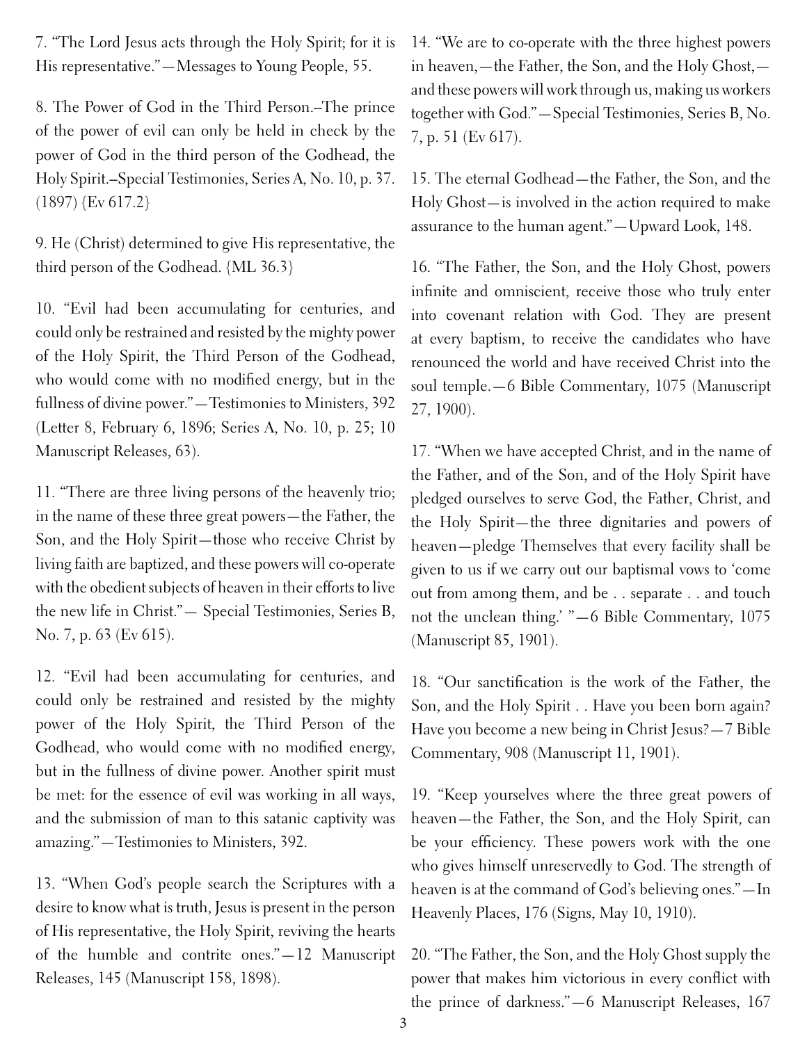7. "The Lord Jesus acts through the Holy Spirit; for it is His representative."—Messages to Young People, 55.

8. The Power of God in the Third Person.--The prince of the power of evil can only be held in check by the power of God in the third person of the Godhead, the Holy Spirit.--Special Testimonies, Series A, No. 10, p. 37. (1897) {Ev 617.2}

9. He (Christ) determined to give His representative, the third person of the Godhead. {ML 36.3}

10. "Evil had been accumulating for centuries, and could only be restrained and resisted by the mighty power of the Holy Spirit, the Third Person of the Godhead, who would come with no modified energy, but in the fullness of divine power."—Testimonies to Ministers, 392 (Letter 8, February 6, 1896; Series A, No. 10, p. 25; 10 Manuscript Releases, 63).

11. "There are three living persons of the heavenly trio; in the name of these three great powers—the Father, the Son, and the Holy Spirit—those who receive Christ by living faith are baptized, and these powers will co-operate with the obedient subjects of heaven in their efforts to live the new life in Christ."— Special Testimonies, Series B, No. 7, p. 63 (Ev 615).

12. "Evil had been accumulating for centuries, and could only be restrained and resisted by the mighty power of the Holy Spirit, the Third Person of the Godhead, who would come with no modified energy, but in the fullness of divine power. Another spirit must be met: for the essence of evil was working in all ways, and the submission of man to this satanic captivity was amazing."—Testimonies to Ministers, 392.

13. "When God's people search the Scriptures with a desire to know what is truth, Jesus is present in the person of His representative, the Holy Spirit, reviving the hearts of the humble and contrite ones."—12 Manuscript Releases, 145 (Manuscript 158, 1898).

14. "We are to co-operate with the three highest powers in heaven,—the Father, the Son, and the Holy Ghost,—and these powers will work through us, making us workers together with God."—Special Testimonies, Series B, No. 7, p. 51 (Ev 617).

15. The eternal Godhead—the Father, the Son, and the Holy Ghost—is involved in the action required to make assurance to the human agent."—Upward Look, 148.

16. "The Father, the Son, and the Holy Ghost, powers infinite and omniscient, receive those who truly enter into covenant relation with God. They are present at every baptism, to receive the candidates who have renounced the world and have received Christ into the soul temple.—6 Bible Commentary, 1075 (Manuscript 27, 1900).

17. "When we have accepted Christ, and in the name of the Father, and of the Son, and of the Holy Spirit have pledged ourselves to serve God, the Father, Christ, and the Holy Spirit—the three dignitaries and powers of heaven—pledge Themselves that every facility shall be given to us if we carry out our baptismal vows to 'come out from among them, and be . . separate . . and touch not the unclean thing.' "—6 Bible Commentary, 1075 (Manuscript 85, 1901).

18. "Our sanctification is the work of the Father, the Son, and the Holy Spirit . . Have you been born again? Have you become a new being in Christ Jesus?—7 Bible Commentary, 908 (Manuscript 11, 1901).

19. "Keep yourselves where the three great powers of heaven—the Father, the Son, and the Holy Spirit, can be your efficiency. These powers work with the one who gives himself unreservedly to God. The strength of heaven is at the command of God's believing ones."—In Heavenly Places, 176 (Signs, May 10, 1910).

20. "The Father, the Son, and the Holy Ghost supply the power that makes him victorious in every conflict with the prince of darkness."—6 Manuscript Releases, 167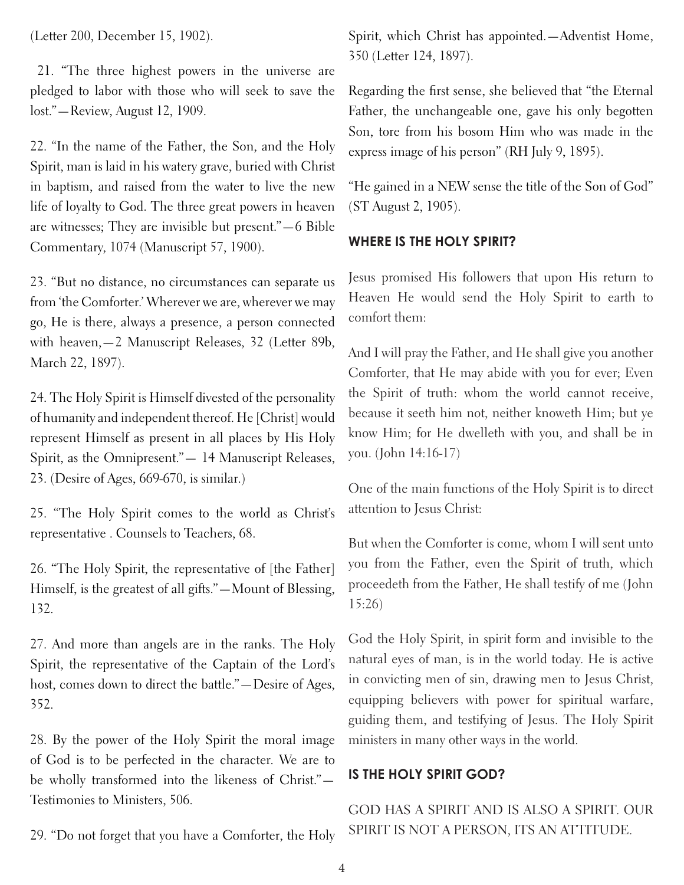(Letter 200, December 15, 1902).

21. "The three highest powers in the universe are pledged to labor with those who will seek to save the lost."—Review, August 12, 1909.

22. "In the name of the Father, the Son, and the Holy Spirit, man is laid in his watery grave, buried with Christ in baptism, and raised from the water to live the new life of loyalty to God. The three great powers in heaven are witnesses; They are invisible but present."—6 Bible Commentary, 1074 (Manuscript 57, 1900).

23. "But no distance, no circumstances can separate us from 'the Comforter.' Wherever we are, wherever we may go, He is there, always a presence, a person connected with heaven,—2 Manuscript Releases, 32 (Letter 89b, March 22, 1897).

24. The Holy Spirit is Himself divested of the personality of humanity and independent thereof. He [Christ] would represent Himself as present in all places by His Holy Spirit, as the Omnipresent."— 14 Manuscript Releases, 23. (Desire of Ages, 669-670, is similar.)

25. "The Holy Spirit comes to the world as Christ's representative . Counsels to Teachers, 68.

26. "The Holy Spirit, the representative of [the Father] Himself, is the greatest of all gifts."—Mount of Blessing, 132.

27. And more than angels are in the ranks. The Holy Spirit, the representative of the Captain of the Lord's host, comes down to direct the battle."—Desire of Ages, 352.

28. By the power of the Holy Spirit the moral image of God is to be perfected in the character. We are to be wholly transformed into the likeness of Christ."—Testimonies to Ministers, 506.

29. "Do not forget that you have a Comforter, the Holy Spirit, which Christ has appointed.—Adventist Home, 350 (Letter 124, 1897).

Regarding the first sense, she believed that "the Eternal Father, the unchangeable one, gave his only begotten Son, tore from his bosom Him who was made in the express image of his person" (RH July 9, 1895).

"He gained in a NEW sense the title of the Son of God" (ST August 2, 1905).

## WHERE IS THE HOLY SPIRIT?

Jesus promised His followers that upon His return to Heaven He would send the Holy Spirit to earth to comfort them:

And I will pray the Father, and He shall give you another Comforter, that He may abide with you for ever; Even the Spirit of truth: whom the world cannot receive, because it seeth him not, neither knoweth Him; but ye know Him; for He dwelleth with you, and shall be in you. (John 14:16-17)

One of the main functions of the Holy Spirit is to direct attention to Jesus Christ:

But when the Comforter is come, whom I will sent unto you from the Father, even the Spirit of truth, which proceedeth from the Father, He shall testify of me (John 15:26)

God the Holy Spirit, in spirit form and invisible to the natural eyes of man, is in the world today. He is active in convicting men of sin, drawing men to Jesus Christ, equipping believers with power for spiritual warfare, guiding them, and testifying of Jesus. The Holy Spirit ministers in many other ways in the world.

## IS THE HOLY SPIRIT GOD?

GOD HAS A SPIRIT AND IS ALSO A SPIRIT. OUR SPIRIT IS NOT A PERSON, ITS AN ATTITUDE.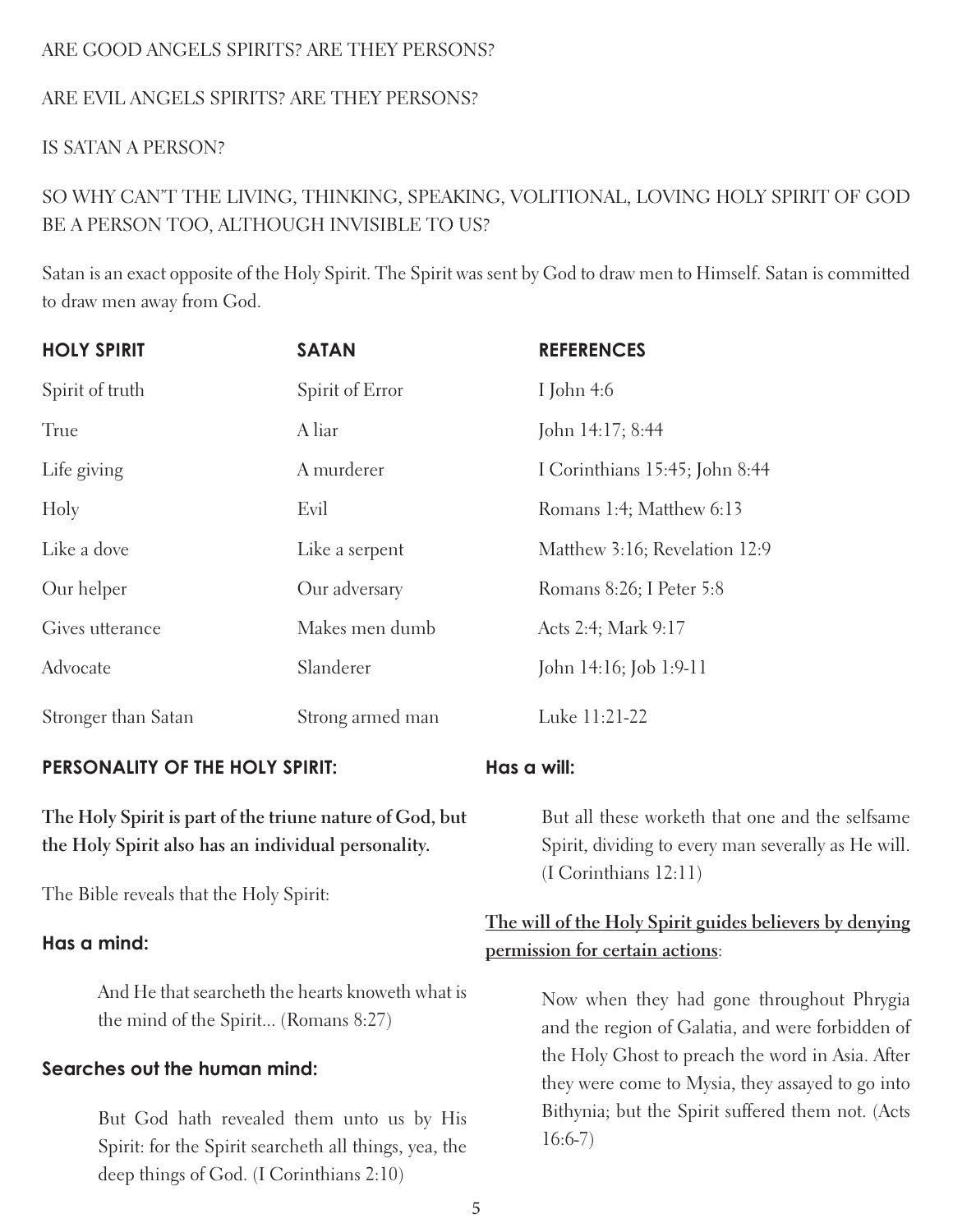ARE GOOD ANGELS SPIRITS? ARE THEY PERSONS?

ARE EVIL ANGELS SPIRITS? ARE THEY PERSONS?

IS SATAN A PERSON?

SO WHY CAN'T THE LIVING, THINKING, SPEAKING, VOLITIONAL, LOVING HOLY SPIRIT OF GOD BE A PERSON TOO, ALTHOUGH INVISIBLE TO US?

Satan is an exact opposite of the Holy Spirit. The Spirit was sent by God to draw men to Himself. Satan is committed to draw men away from God.

| HOLY SPIRIT | SATAN | REFERENCES |
| --- | --- | --- |
| Spirit of truth | Spirit of Error | I John 4:6 |
| True | A liar | John 14:17; 8:44 |
| Life giving | A murderer | I Corinthians 15:45; John 8:44 |
| Holy | Evil | Romans 1:4; Matthew 6:13 |
| Like a dove | Like a serpent | Matthew 3:16; Revelation 12:9 |
| Our helper | Our adversary | Romans 8:26; I Peter 5:8 |
| Gives utterance | Makes men dumb | Acts 2:4; Mark 9:17 |
| Advocate | Slanderer | John 14:16; Job 1:9-11 |
| Stronger than Satan | Strong armed man | Luke 11:21-22 |

## PERSONALITY OF THE HOLY SPIRIT:

**The Holy Spirit is part of the triune nature of God, but the Holy Spirit also has an individual personality.**

The Bible reveals that the Holy Spirit:

### Has a mind:

> And He that searcheth the hearts knoweth what is the mind of the Spirit... (Romans 8:27)

### Searches out the human mind:

> But God hath revealed them unto us by His Spirit: for the Spirit searcheth all things, yea, the deep things of God. (I Corinthians 2:10)

### Has a will:

> But all these worketh that one and the selfsame Spirit, dividing to every man severally as He will. (I Corinthians 12:11)

**The will of the Holy Spirit guides believers by denying permission for certain actions**:

> Now when they had gone throughout Phrygia and the region of Galatia, and were forbidden of the Holy Ghost to preach the word in Asia. After they were come to Mysia, they assayed to go into Bithynia; but the Spirit suffered them not. (Acts 16:6-7)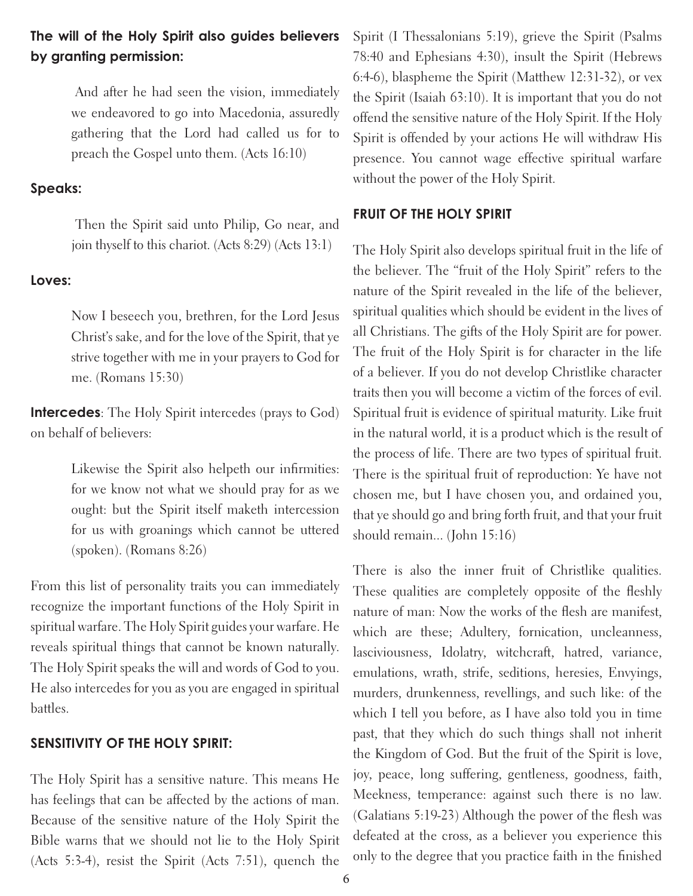**The will of the Holy Spirit also guides believers by granting permission:**

> And after he had seen the vision, immediately we endeavored to go into Macedonia, assuredly gathering that the Lord had called us for to preach the Gospel unto them. (Acts 16:10)

**Speaks:**

> Then the Spirit said unto Philip, Go near, and join thyself to this chariot. (Acts 8:29) (Acts 13:1)

**Loves:**

> Now I beseech you, brethren, for the Lord Jesus Christ's sake, and for the love of the Spirit, that ye strive together with me in your prayers to God for me. (Romans 15:30)

**Intercedes**: The Holy Spirit intercedes (prays to God) on behalf of believers:

> Likewise the Spirit also helpeth our infirmities: for we know not what we should pray for as we ought: but the Spirit itself maketh intercession for us with groanings which cannot be uttered (spoken). (Romans 8:26)

From this list of personality traits you can immediately recognize the important functions of the Holy Spirit in spiritual warfare. The Holy Spirit guides your warfare. He reveals spiritual things that cannot be known naturally. The Holy Spirit speaks the will and words of God to you. He also intercedes for you as you are engaged in spiritual battles.

### SENSITIVITY OF THE HOLY SPIRIT:

The Holy Spirit has a sensitive nature. This means He has feelings that can be affected by the actions of man. Because of the sensitive nature of the Holy Spirit the Bible warns that we should not lie to the Holy Spirit (Acts 5:3-4), resist the Spirit (Acts 7:51), quench the Spirit (I Thessalonians 5:19), grieve the Spirit (Psalms 78:40 and Ephesians 4:30), insult the Spirit (Hebrews 6:4-6), blaspheme the Spirit (Matthew 12:31-32), or vex the Spirit (Isaiah 63:10). It is important that you do not offend the sensitive nature of the Holy Spirit. If the Holy Spirit is offended by your actions He will withdraw His presence. You cannot wage effective spiritual warfare without the power of the Holy Spirit.

### FRUIT OF THE HOLY SPIRIT

The Holy Spirit also develops spiritual fruit in the life of the believer. The "fruit of the Holy Spirit" refers to the nature of the Spirit revealed in the life of the believer, spiritual qualities which should be evident in the lives of all Christians. The gifts of the Holy Spirit are for power. The fruit of the Holy Spirit is for character in the life of a believer. If you do not develop Christlike character traits then you will become a victim of the forces of evil. Spiritual fruit is evidence of spiritual maturity. Like fruit in the natural world, it is a product which is the result of the process of life. There are two types of spiritual fruit. There is the spiritual fruit of reproduction: Ye have not chosen me, but I have chosen you, and ordained you, that ye should go and bring forth fruit, and that your fruit should remain... (John 15:16)

There is also the inner fruit of Christlike qualities. These qualities are completely opposite of the fleshly nature of man: Now the works of the flesh are manifest, which are these; Adultery, fornication, uncleanness, lasciviousness, Idolatry, witchcraft, hatred, variance, emulations, wrath, strife, seditions, heresies, Envyings, murders, drunkenness, revellings, and such like: of the which I tell you before, as I have also told you in time past, that they which do such things shall not inherit the Kingdom of God. But the fruit of the Spirit is love, joy, peace, long suffering, gentleness, goodness, faith, Meekness, temperance: against such there is no law. (Galatians 5:19-23) Although the power of the flesh was defeated at the cross, as a believer you experience this only to the degree that you practice faith in the finished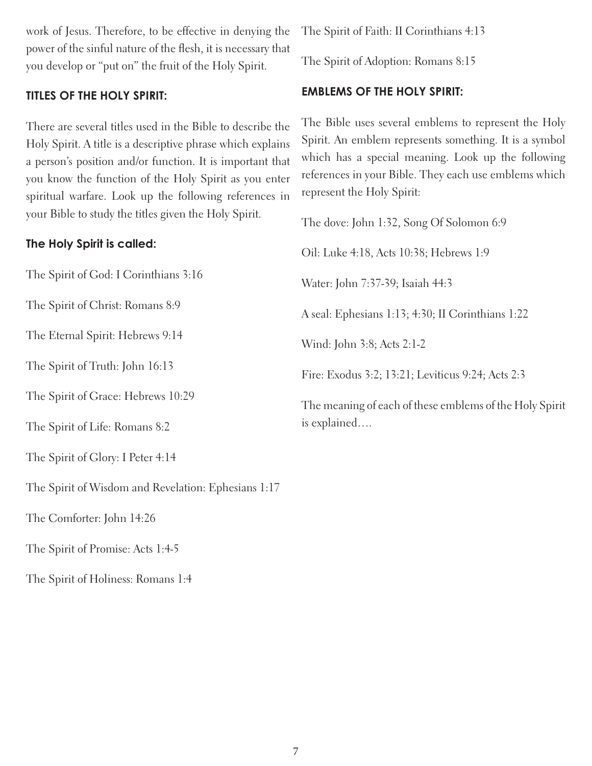work of Jesus. Therefore, to be effective in denying the power of the sinful nature of the flesh, it is necessary that you develop or "put on" the fruit of the Holy Spirit.

## TITLES OF THE HOLY SPIRIT:

There are several titles used in the Bible to describe the Holy Spirit. A title is a descriptive phrase which explains a person's position and/or function. It is important that you know the function of the Holy Spirit as you enter spiritual warfare. Look up the following references in your Bible to study the titles given the Holy Spirit.

### The Holy Spirit is called:

The Spirit of God: I Corinthians 3:16

The Spirit of Christ: Romans 8:9

The Eternal Spirit: Hebrews 9:14

The Spirit of Truth: John 16:13

The Spirit of Grace: Hebrews 10:29

The Spirit of Life: Romans 8:2

The Spirit of Glory: I Peter 4:14

The Spirit of Wisdom and Revelation: Ephesians 1:17

The Comforter: John 14:26

The Spirit of Promise: Acts 1:4-5

The Spirit of Holiness: Romans 1:4

The Spirit of Faith: II Corinthians 4:13

The Spirit of Adoption: Romans 8:15

## EMBLEMS OF THE HOLY SPIRIT:

The Bible uses several emblems to represent the Holy Spirit. An emblem represents something. It is a symbol which has a special meaning. Look up the following references in your Bible. They each use emblems which represent the Holy Spirit:

The dove: John 1:32, Song Of Solomon 6:9

Oil: Luke 4:18, Acts 10:38; Hebrews 1:9

Water: John 7:37-39; Isaiah 44:3

A seal: Ephesians 1:13; 4:30; II Corinthians 1:22

Wind: John 3:8; Acts 2:1-2

Fire: Exodus 3:2; 13:21; Leviticus 9:24; Acts 2:3

The meaning of each of these emblems of the Holy Spirit is explained….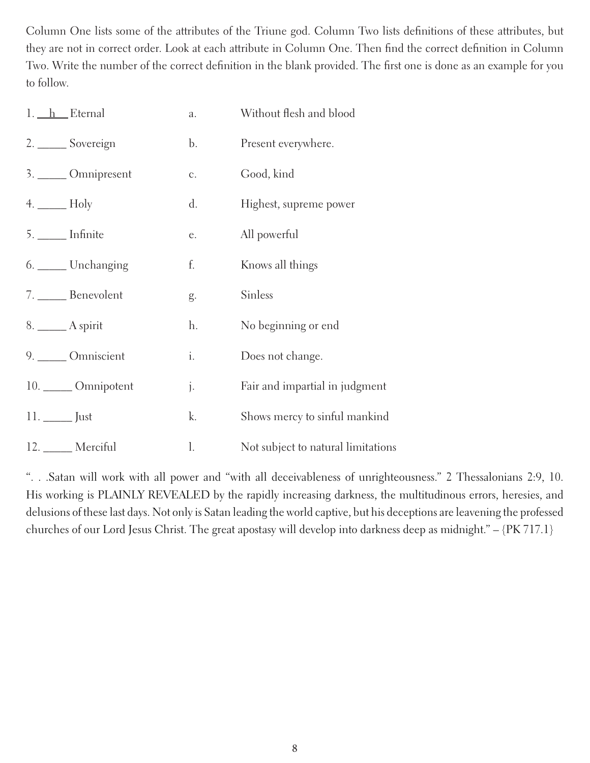Column One lists some of the attributes of the Triune god. Column Two lists definitions of these attributes, but they are not in correct order. Look at each attribute in Column One. Then find the correct definition in Column Two. Write the number of the correct definition in the blank provided. The first one is done as an example for you to follow.

| | | | |
|---|---|---|---|
| 1. | __h__ Eternal | a. | Without flesh and blood |
| 2. | _____ Sovereign | b. | Present everywhere. |
| 3. | _____ Omnipresent | c. | Good, kind |
| 4. | _____ Holy | d. | Highest, supreme power |
| 5. | _____ Infinite | e. | All powerful |
| 6. | _____ Unchanging | f. | Knows all things |
| 7. | _____ Benevolent | g. | Sinless |
| 8. | _____ A spirit | h. | No beginning or end |
| 9. | _____ Omniscient | i. | Does not change. |
| 10. | _____ Omnipotent | j. | Fair and impartial in judgment |
| 11. | _____ Just | k. | Shows mercy to sinful mankind |
| 12. | _____ Merciful | l. | Not subject to natural limitations |

". . .Satan will work with all power and "with all deceivableness of unrighteousness." 2 Thessalonians 2:9, 10. His working is PLAINLY REVEALED by the rapidly increasing darkness, the multitudinous errors, heresies, and delusions of these last days. Not only is Satan leading the world captive, but his deceptions are leavening the professed churches of our Lord Jesus Christ. The great apostasy will develop into darkness deep as midnight." – {PK 717.1}